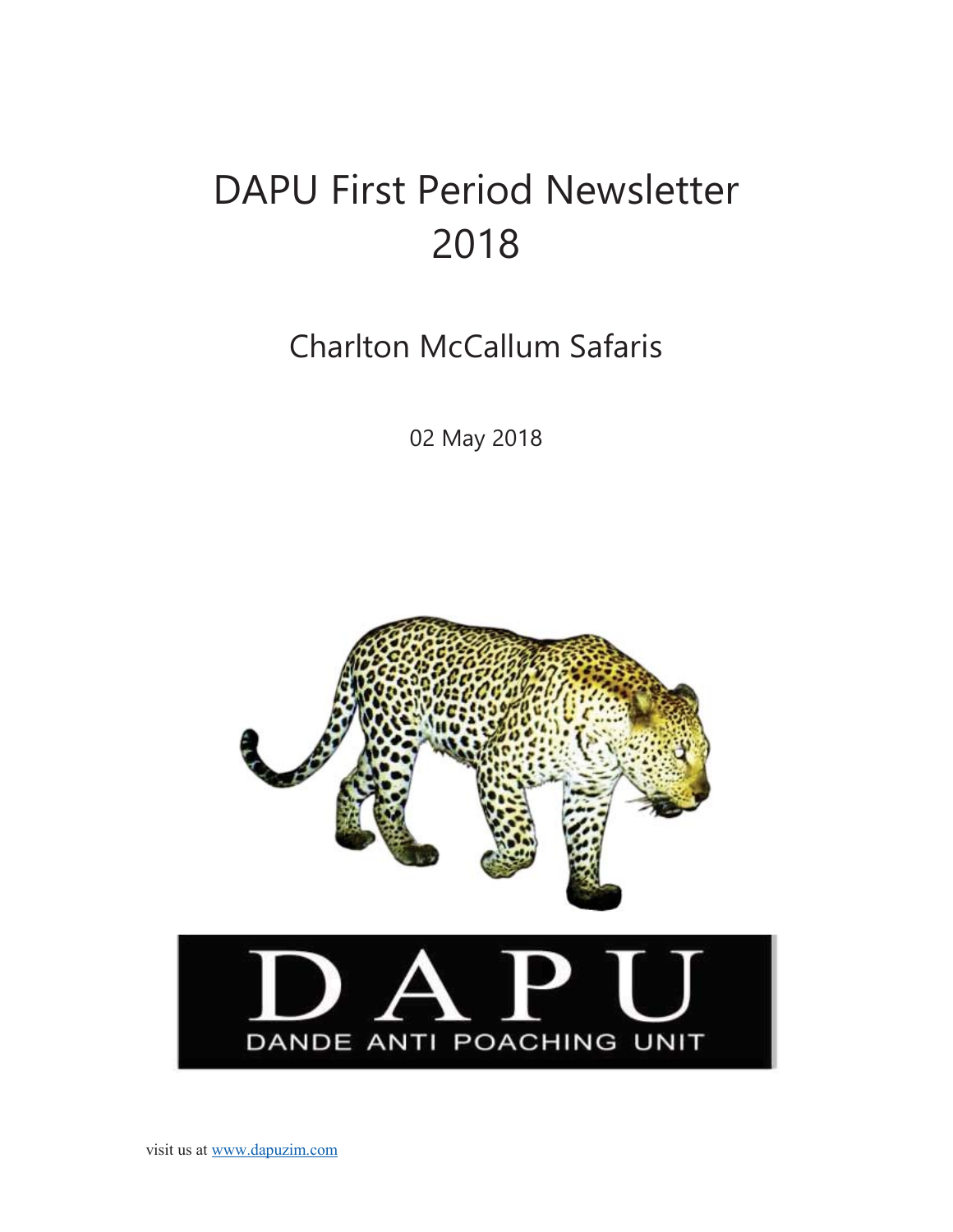# DAPU First Period Newsletter 2018

## Charlton McCallum Safaris

02 May 2018

DAPU

DANDE ANTI POACHING UNIT

visit us at www.dapuzim.com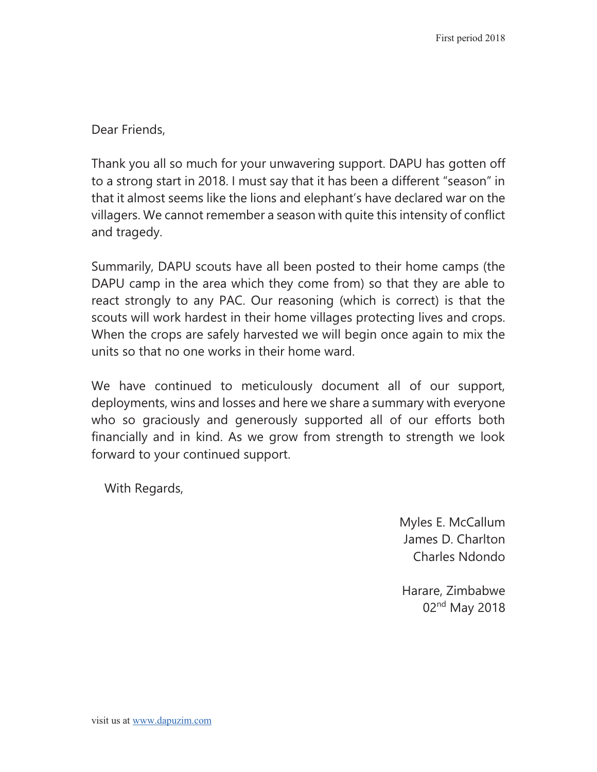Dear Friends,

Thank you all so much for your unwavering support. DAPU has gotten off to a strong start in 2018. I must say that it has been a different "season" in that it almost seems like the lions and elephant's have declared war on the villagers. We cannot remember a season with quite this intensity of conflict and tragedy.

Summarily, DAPU scouts have all been posted to their home camps (the DAPU camp in the area which they come from) so that they are able to react strongly to any PAC. Our reasoning (which is correct) is that the scouts will work hardest in their home villages protecting lives and crops. When the crops are safely harvested we will begin once again to mix the units so that no one works in their home ward.

We have continued to meticulously document all of our support, deployments, wins and losses and here we share a summary with everyone who so graciously and generously supported all of our efforts both financially and in kind. As we grow from strength to strength we look forward to your continued support.

With Regards,

Myles E. McCallum
James D. Charlton
Charles Ndondo

Harare, Zimbabwe
02nd May 2018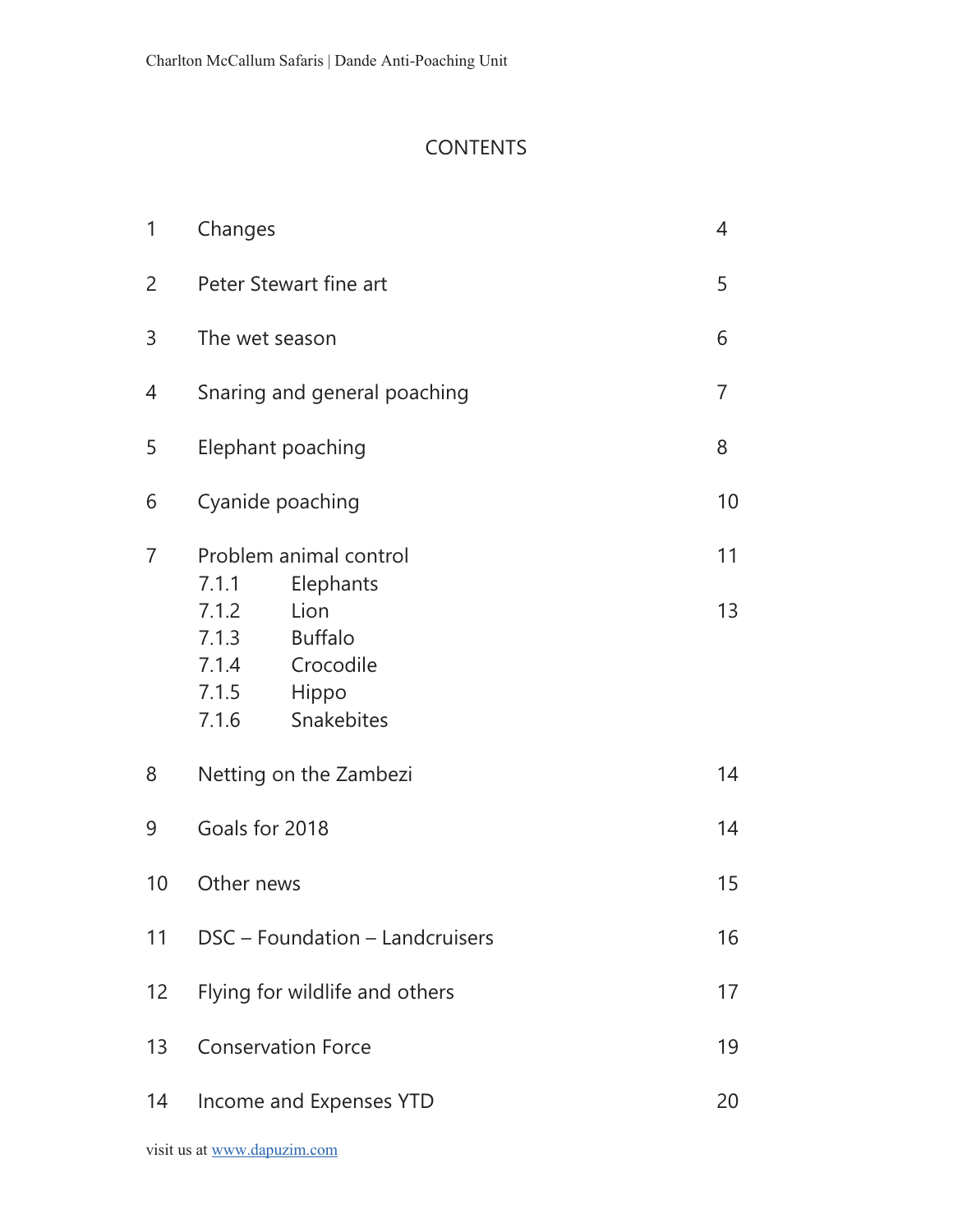# CONTENTS

| | | |
|---|---|---|
| 1 | Changes | 4 |
| 2 | Peter Stewart fine art | 5 |
| 3 | The wet season | 6 |
| 4 | Snaring and general poaching | 7 |
| 5 | Elephant poaching | 8 |
| 6 | Cyanide poaching | 10 |
| 7 | Problem animal control | 11 |
| | 7.1.1 Elephants | |
| | 7.1.2 Lion | 13 |
| | 7.1.3 Buffalo | |
| | 7.1.4 Crocodile | |
| | 7.1.5 Hippo | |
| | 7.1.6 Snakebites | |
| 8 | Netting on the Zambezi | 14 |
| 9 | Goals for 2018 | 14 |
| 10 | Other news | 15 |
| 11 | DSC – Foundation – Landcruisers | 16 |
| 12 | Flying for wildlife and others | 17 |
| 13 | Conservation Force | 19 |
| 14 | Income and Expenses YTD | 20 |

visit us at [www.dapuzim.com](http://www.dapuzim.com)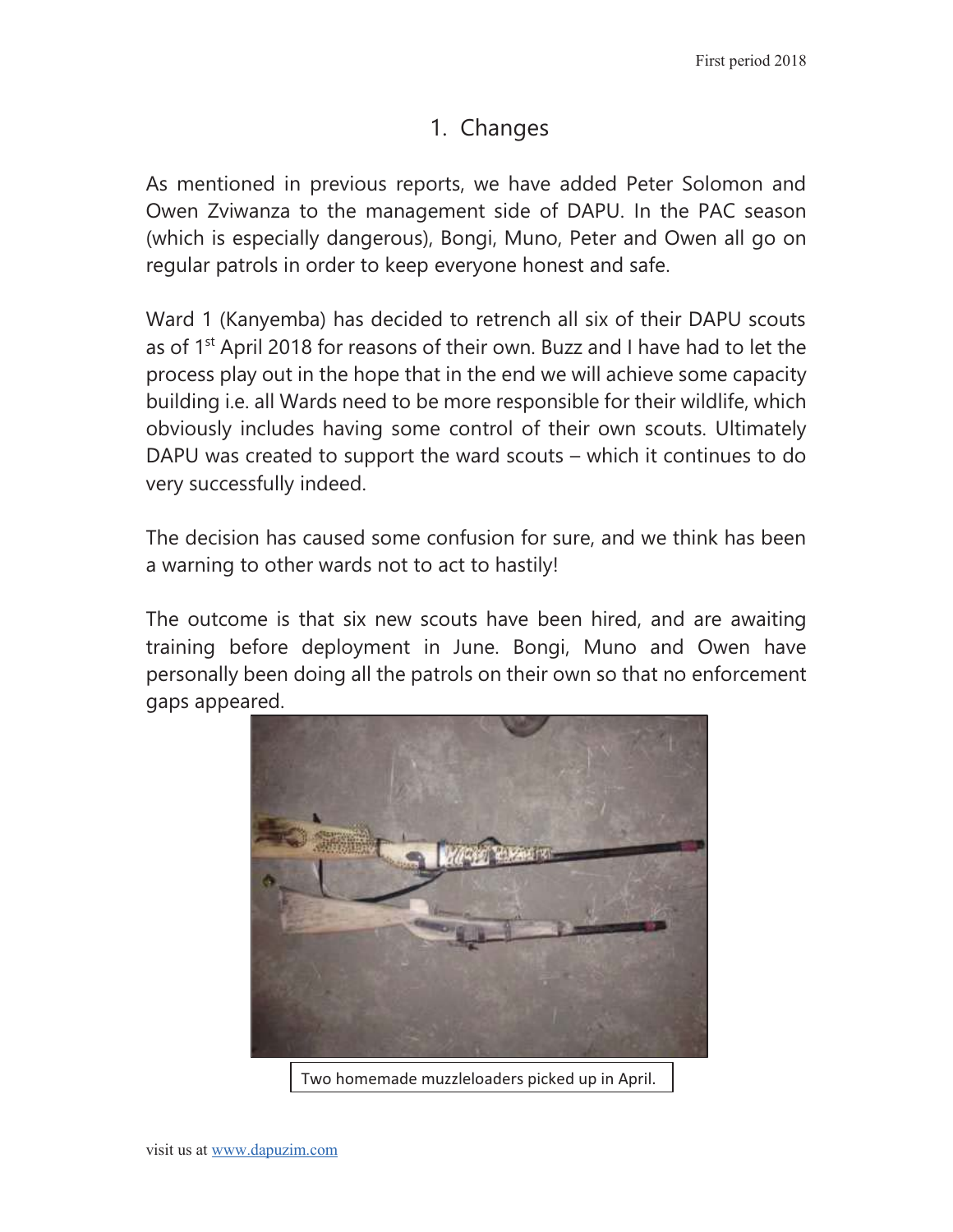# 1. Changes

As mentioned in previous reports, we have added Peter Solomon and Owen Zviwanza to the management side of DAPU. In the PAC season (which is especially dangerous), Bongi, Muno, Peter and Owen all go on regular patrols in order to keep everyone honest and safe.

Ward 1 (Kanyemba) has decided to retrench all six of their DAPU scouts as of 1st April 2018 for reasons of their own. Buzz and I have had to let the process play out in the hope that in the end we will achieve some capacity building i.e. all Wards need to be more responsible for their wildlife, which obviously includes having some control of their own scouts. Ultimately DAPU was created to support the ward scouts – which it continues to do very successfully indeed.

The decision has caused some confusion for sure, and we think has been a warning to other wards not to act to hastily!

The outcome is that six new scouts have been hired, and are awaiting training before deployment in June. Bongi, Muno and Owen have personally been doing all the patrols on their own so that no enforcement gaps appeared.

Two homemade muzzleloaders picked up in April.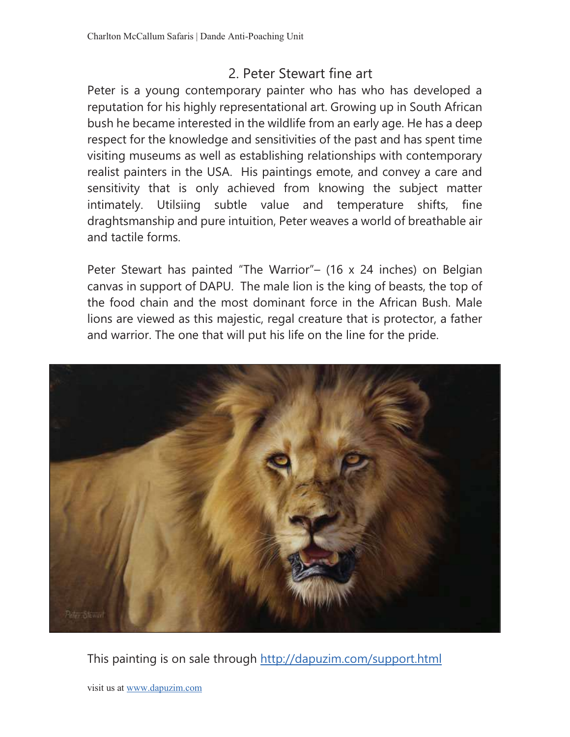## 2. Peter Stewart fine art

Peter is a young contemporary painter who has who has developed a reputation for his highly representational art. Growing up in South African bush he became interested in the wildlife from an early age. He has a deep respect for the knowledge and sensitivities of the past and has spent time visiting museums as well as establishing relationships with contemporary realist painters in the USA. His paintings emote, and convey a care and sensitivity that is only achieved from knowing the subject matter intimately. Utilsiing subtle value and temperature shifts, fine draghtsmanship and pure intuition, Peter weaves a world of breathable air and tactile forms.

Peter Stewart has painted "The Warrior"– (16 x 24 inches) on Belgian canvas in support of DAPU. The male lion is the king of beasts, the top of the food chain and the most dominant force in the African Bush. Male lions are viewed as this majestic, regal creature that is protector, a father and warrior. The one that will put his life on the line for the pride.

This painting is on sale through [http://dapuzim.com/support.html](http://dapuzim.com/support.html)

visit us at [www.dapuzim.com](http://www.dapuzim.com)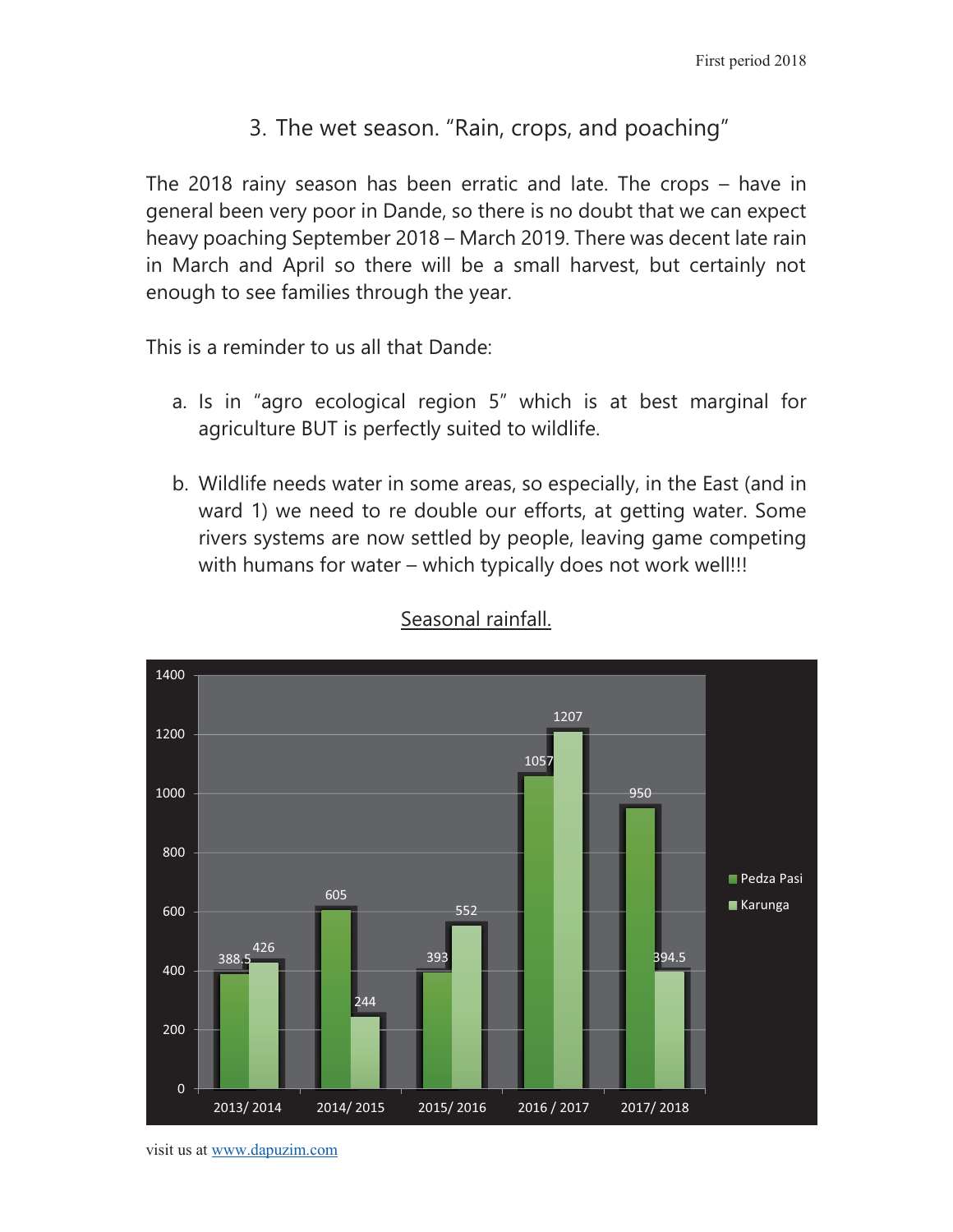## 3. The wet season. "Rain, crops, and poaching"

The 2018 rainy season has been erratic and late. The crops – have in general been very poor in Dande, so there is no doubt that we can expect heavy poaching September 2018 – March 2019. There was decent late rain in March and April so there will be a small harvest, but certainly not enough to see families through the year.

This is a reminder to us all that Dande:

a. Is in "agro ecological region 5" which is at best marginal for agriculture BUT is perfectly suited to wildlife.

b. Wildlife needs water in some areas, so especially, in the East (and in ward 1) we need to re double our efforts, at getting water. Some rivers systems are now settled by people, leaving game competing with humans for water – which typically does not work well!!!

<u>Seasonal rainfall.</u>

| Season | Pedza Pasi | Karunga |
| --- | --- | --- |
| 2013/ 2014 | 388.5 | 426 |
| 2014/ 2015 | 605 | 244 |
| 2015/ 2016 | 393 | 552 |
| 2016 / 2017 | 1057 | 1207 |
| 2017/ 2018 | 950 | 394.5 |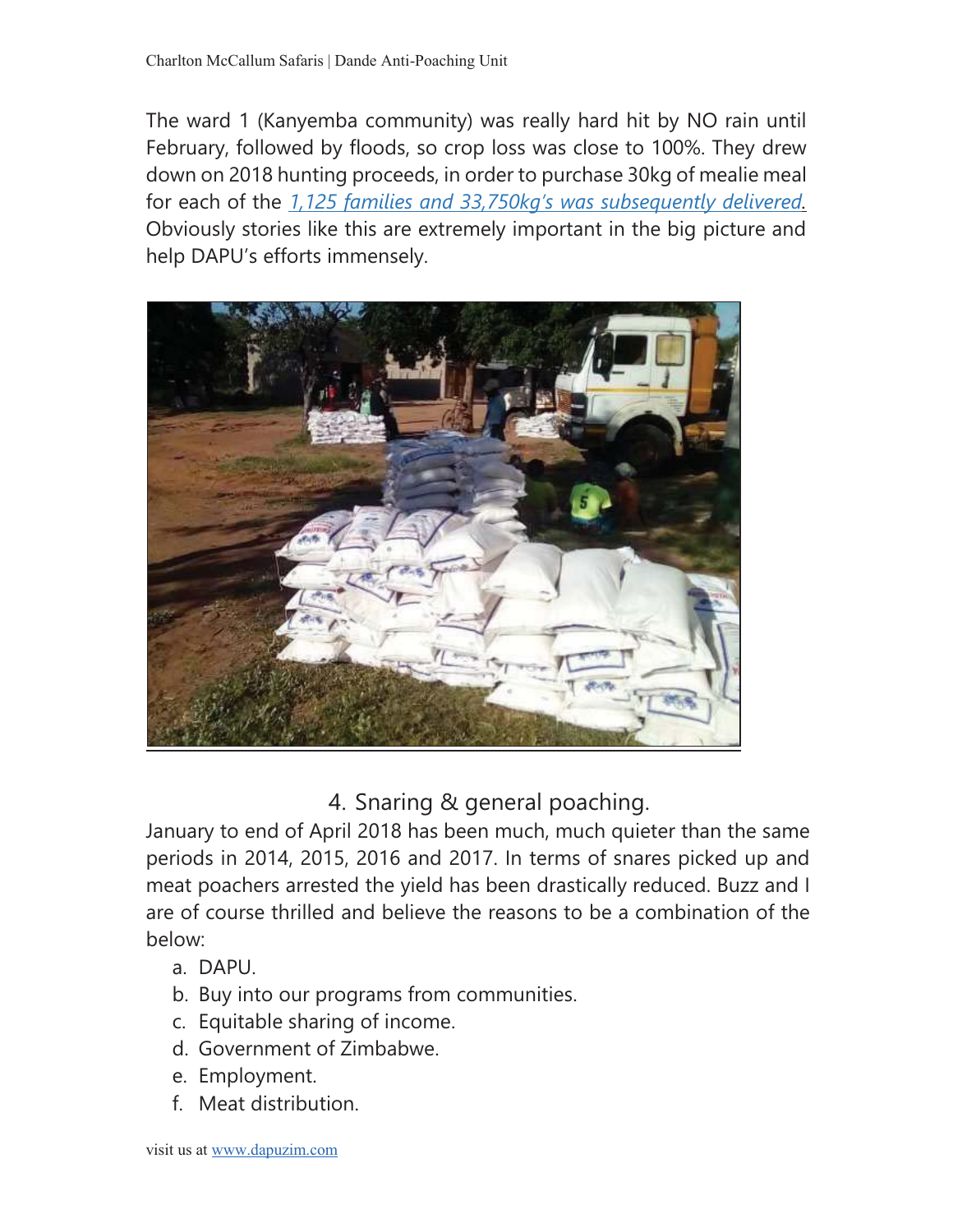The ward 1 (Kanyemba community) was really hard hit by NO rain until February, followed by floods, so crop loss was close to 100%. They drew down on 2018 hunting proceeds, in order to purchase 30kg of mealie meal for each of the *1,125 families and 33,750kg's was subsequently delivered*. Obviously stories like this are extremely important in the big picture and help DAPU's efforts immensely.

## 4. Snaring & general poaching.

January to end of April 2018 has been much, much quieter than the same periods in 2014, 2015, 2016 and 2017. In terms of snares picked up and meat poachers arrested the yield has been drastically reduced. Buzz and I are of course thrilled and believe the reasons to be a combination of the below:

a. DAPU.
b. Buy into our programs from communities.
c. Equitable sharing of income.
d. Government of Zimbabwe.
e. Employment.
f. Meat distribution.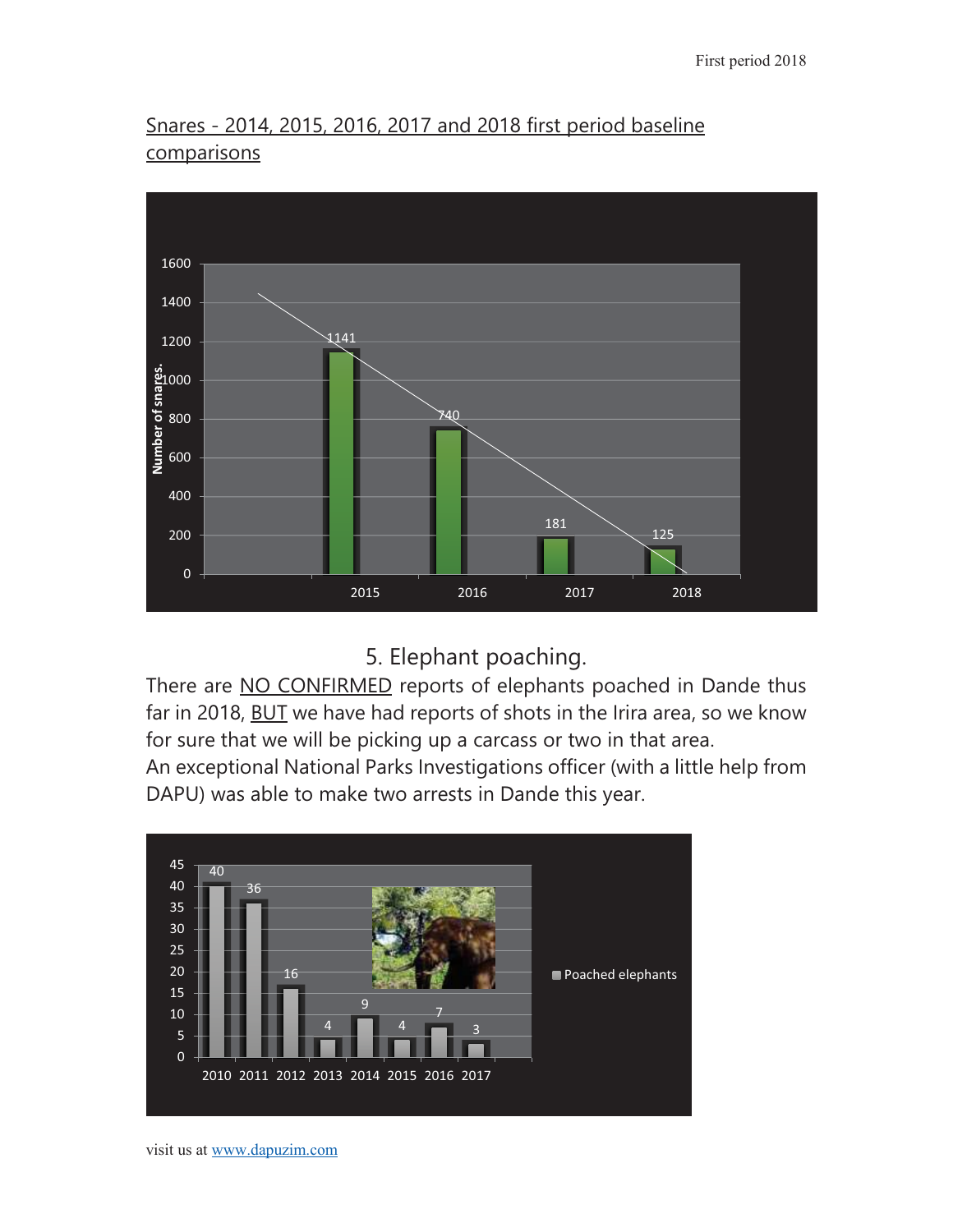Snares - 2014, 2015, 2016, 2017 and 2018 first period baseline comparisons

| Year | Number of snares. |
|---|---|
| 2015 | 1141 |
| 2016 | 740 |
| 2017 | 181 |
| 2018 | 125 |

## 5. Elephant poaching.

There are NO CONFIRMED reports of elephants poached in Dande thus far in 2018, BUT we have had reports of shots in the Irira area, so we know for sure that we will be picking up a carcass or two in that area.

An exceptional National Parks Investigations officer (with a little help from DAPU) was able to make two arrests in Dande this year.

| Year | Poached elephants |
|---|---|
| 2010 | 40 |
| 2011 | 36 |
| 2012 | 16 |
| 2013 | 4 |
| 2014 | 9 |
| 2015 | 4 |
| 2016 | 7 |
| 2017 | 3 |

visit us at www.dapuzim.com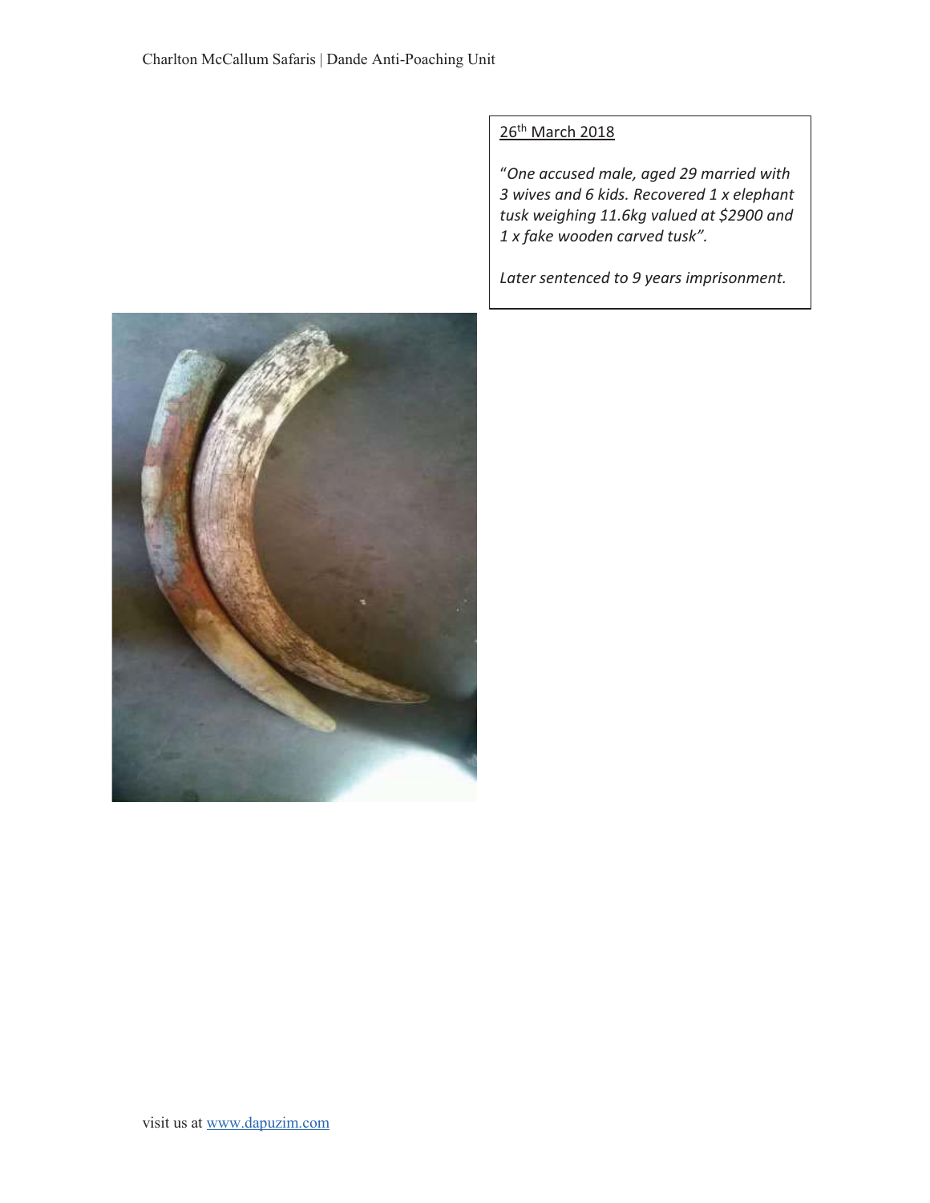26th March 2018

*"One accused male, aged 29 married with 3 wives and 6 kids. Recovered 1 x elephant tusk weighing 11.6kg valued at $2900 and 1 x fake wooden carved tusk".*

*Later sentenced to 9 years imprisonment.*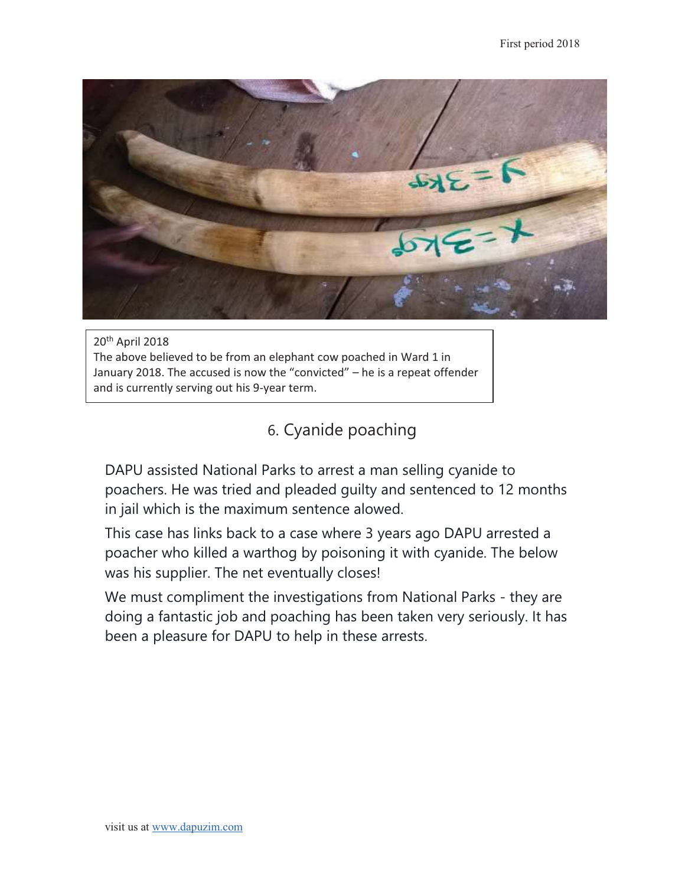20th April 2018
The above believed to be from an elephant cow poached in Ward 1 in January 2018. The accused is now the "convicted" – he is a repeat offender and is currently serving out his 9-year term.

## 6. Cyanide poaching

DAPU assisted National Parks to arrest a man selling cyanide to poachers. He was tried and pleaded guilty and sentenced to 12 months in jail which is the maximum sentence alowed.

This case has links back to a case where 3 years ago DAPU arrested a poacher who killed a warthog by poisoning it with cyanide. The below was his supplier. The net eventually closes!

We must compliment the investigations from National Parks - they are doing a fantastic job and poaching has been taken very seriously. It has been a pleasure for DAPU to help in these arrests.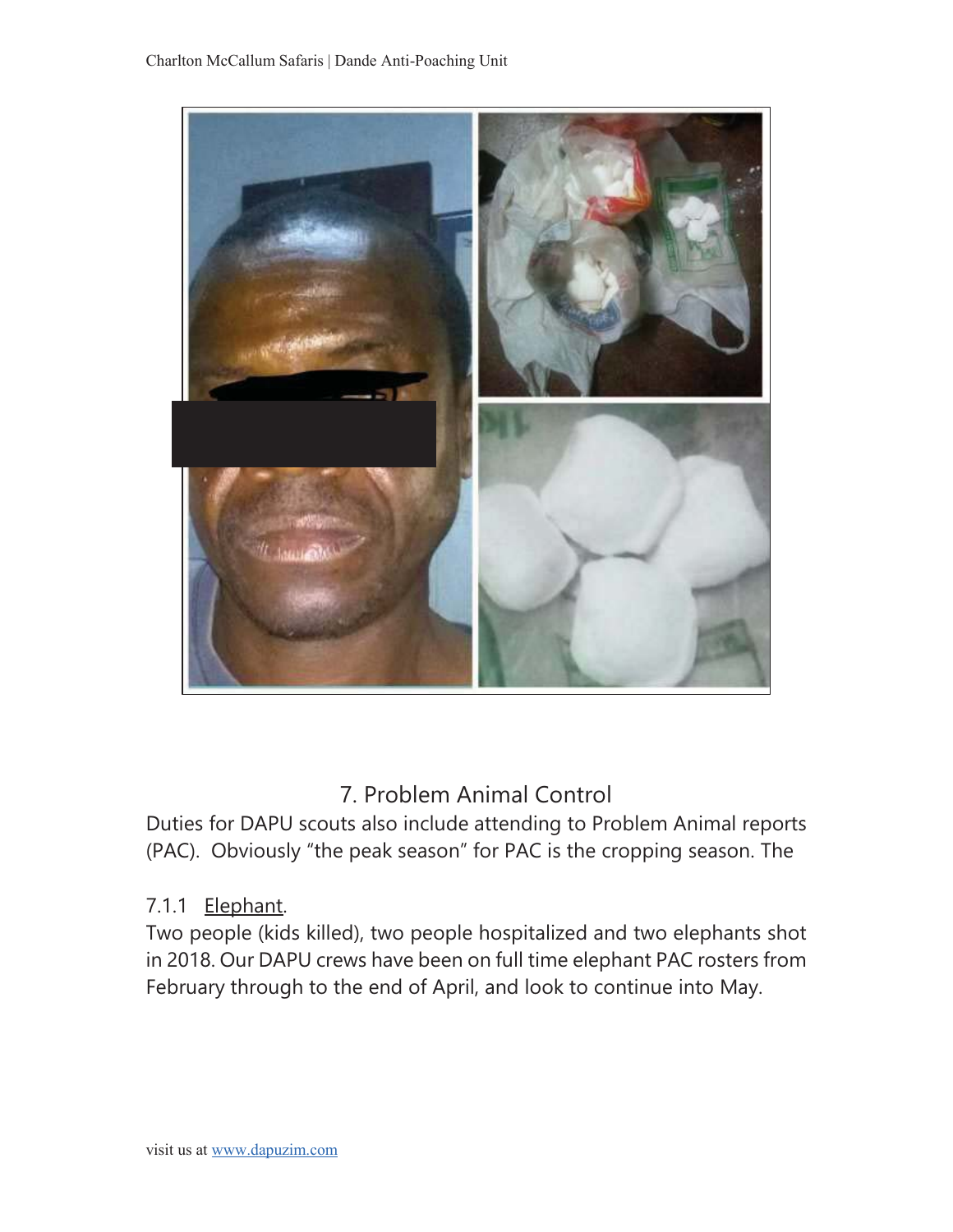## 7. Problem Animal Control

Duties for DAPU scouts also include attending to Problem Animal reports (PAC). Obviously "the peak season" for PAC is the cropping season. The

7.1.1 Elephant.

Two people (kids killed), two people hospitalized and two elephants shot in 2018. Our DAPU crews have been on full time elephant PAC rosters from February through to the end of April, and look to continue into May.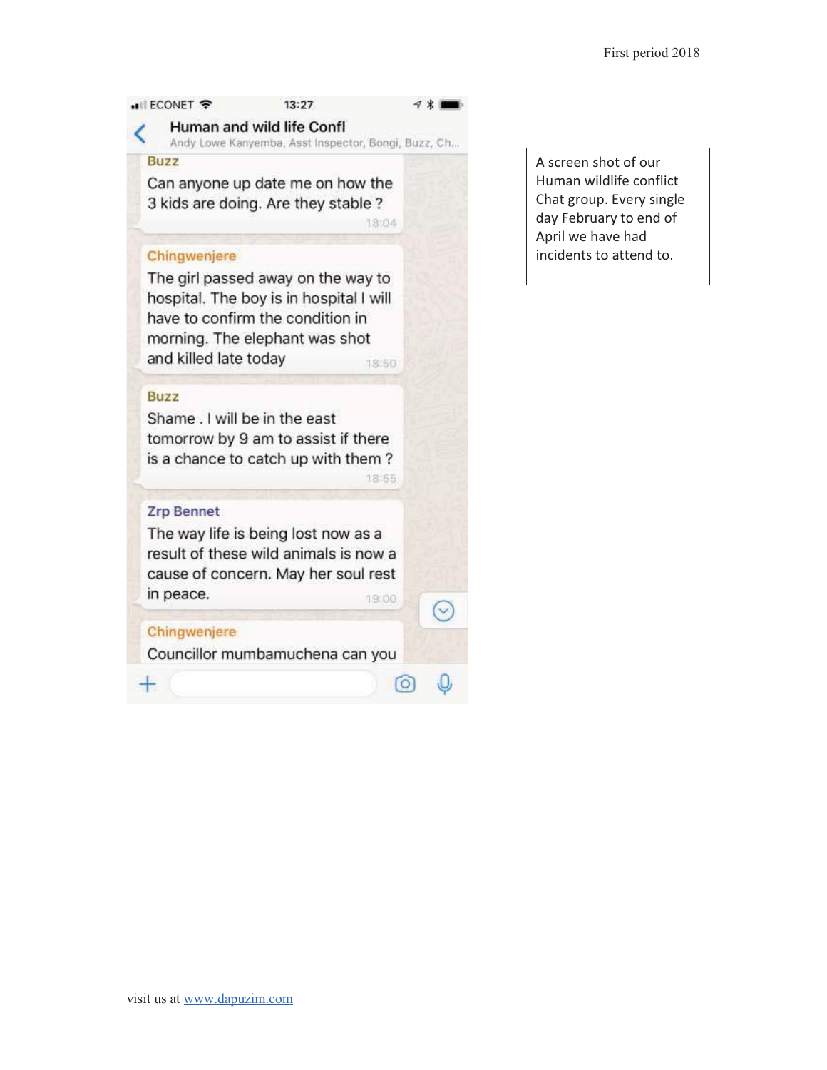Human and wild life Confl

Andy Lowe Kanyemba, Asst Inspector, Bongi, Buzz, Ch...

**Buzz**
Can anyone up date me on how the 3 kids are doing. Are they stable ?
18:04

**Chingwenjere**
The girl passed away on the way to hospital. The boy is in hospital I will have to confirm the condition in morning. The elephant was shot and killed late today
18:50

**Buzz**
Shame . I will be in the east tomorrow by 9 am to assist if there is a chance to catch up with them ?
18:55

**Zrp Bennet**
The way life is being lost now as a result of these wild animals is now a cause of concern. May her soul rest in peace.
19:00

**Chingwenjere**
Councillor mumbamuchena can you

A screen shot of our Human wildlife conflict Chat group. Every single day February to end of April we have had incidents to attend to.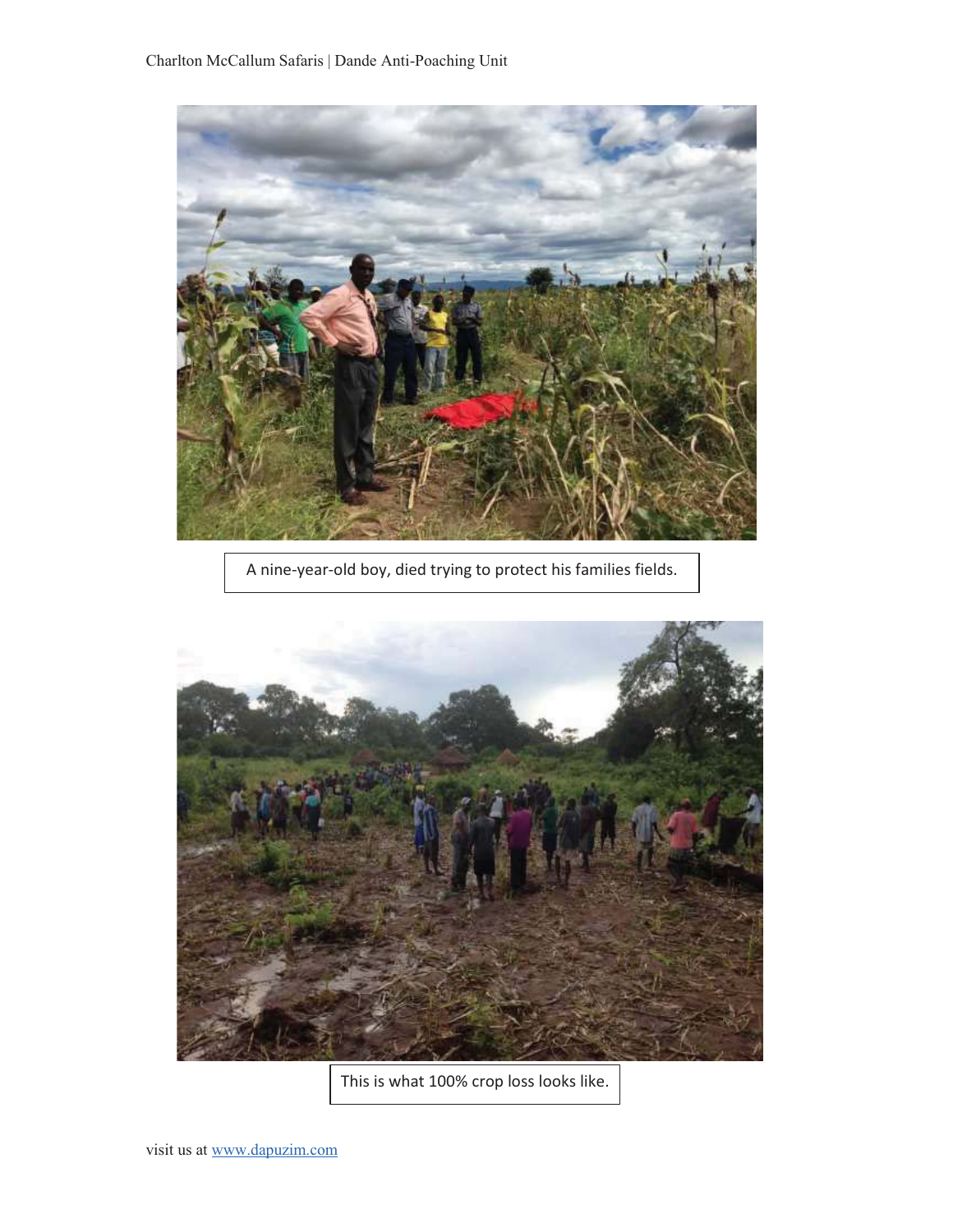A nine-year-old boy, died trying to protect his families fields.

This is what 100% crop loss looks like.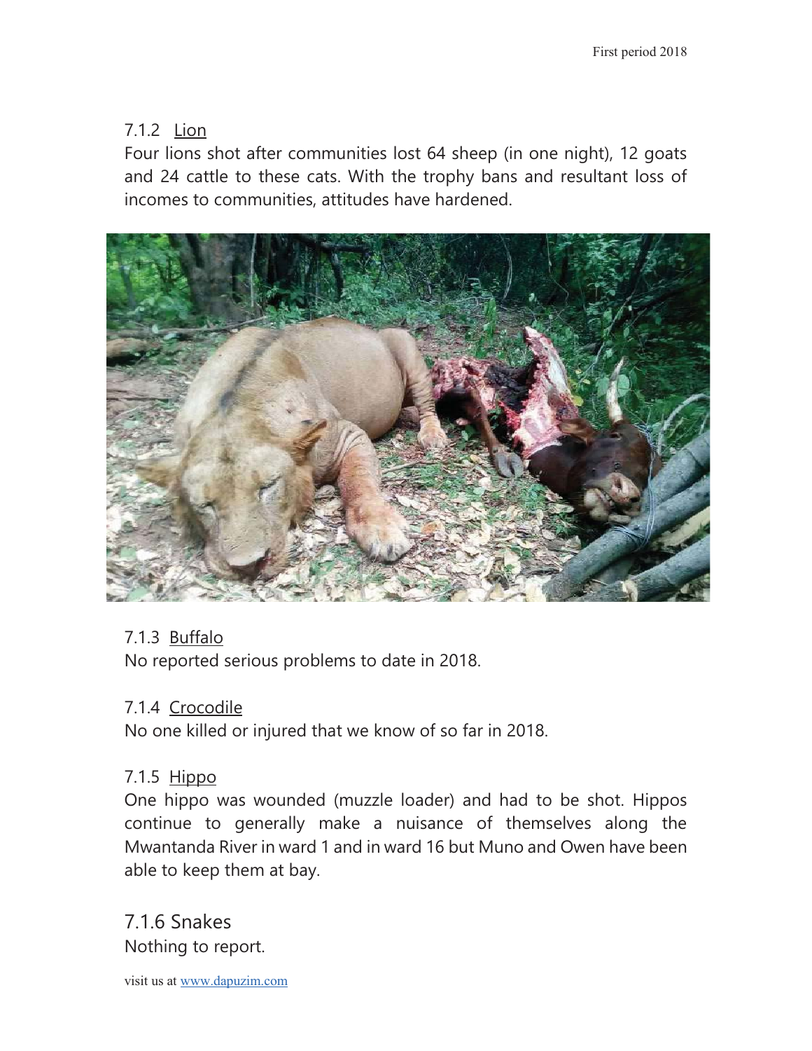#### 7.1.2 Lion

Four lions shot after communities lost 64 sheep (in one night), 12 goats and 24 cattle to these cats. With the trophy bans and resultant loss of incomes to communities, attitudes have hardened.

#### 7.1.3 Buffalo

No reported serious problems to date in 2018.

#### 7.1.4 Crocodile

No one killed or injured that we know of so far in 2018.

#### 7.1.5 Hippo

One hippo was wounded (muzzle loader) and had to be shot. Hippos continue to generally make a nuisance of themselves along the Mwantanda River in ward 1 and in ward 16 but Muno and Owen have been able to keep them at bay.

#### 7.1.6 Snakes

Nothing to report.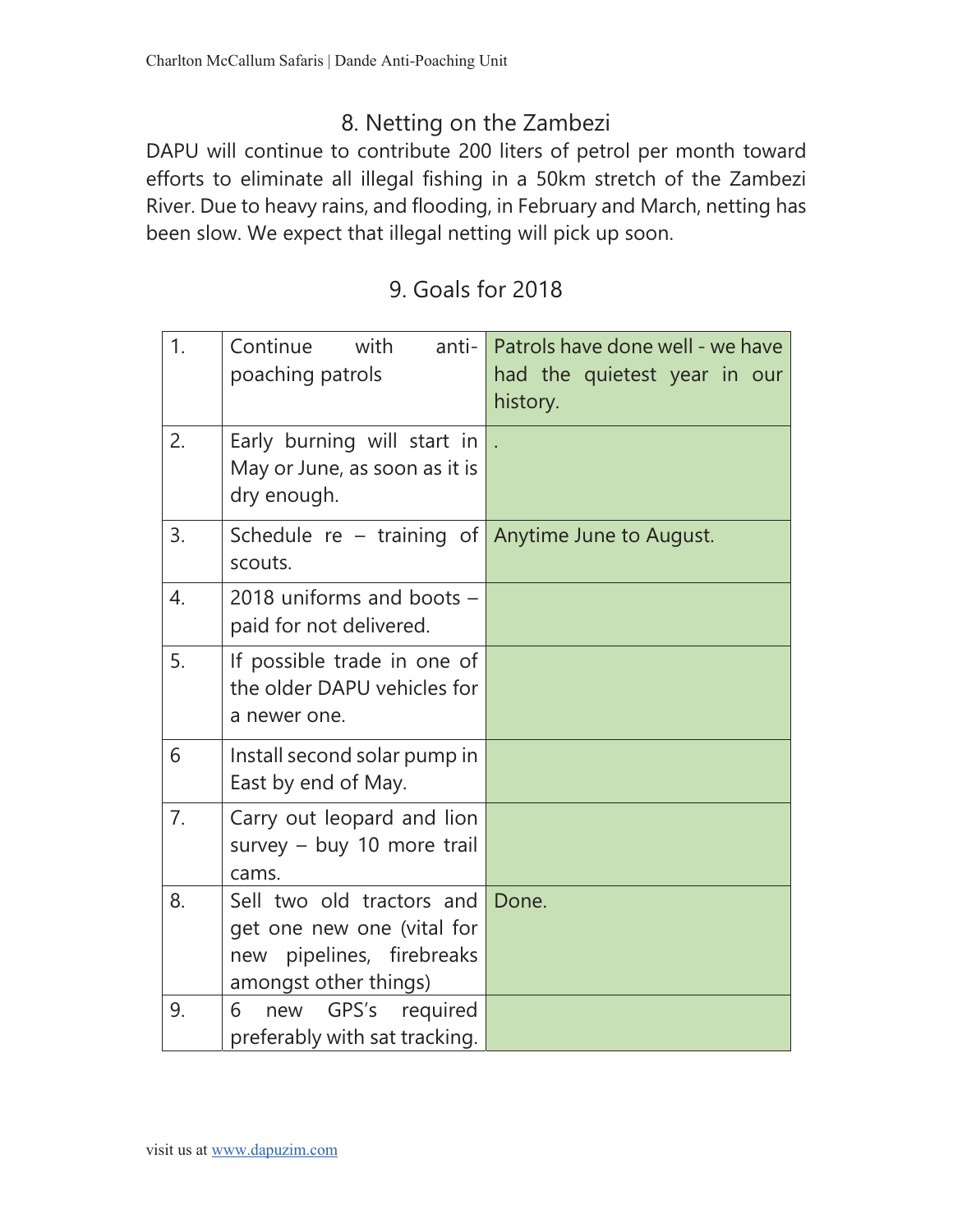## 8. Netting on the Zambezi

DAPU will continue to contribute 200 liters of petrol per month toward efforts to eliminate all illegal fishing in a 50km stretch of the Zambezi River. Due to heavy rains, and flooding, in February and March, netting has been slow. We expect that illegal netting will pick up soon.

## 9. Goals for 2018

| | | |
|---|---|---|
| 1. | Continue with anti-poaching patrols | Patrols have done well - we have had the quietest year in our history. |
| 2. | Early burning will start in May or June, as soon as it is dry enough. | . |
| 3. | Schedule re – training of scouts. | Anytime June to August. |
| 4. | 2018 uniforms and boots – paid for not delivered. | |
| 5. | If possible trade in one of the older DAPU vehicles for a newer one. | |
| 6 | Install second solar pump in East by end of May. | |
| 7. | Carry out leopard and lion survey – buy 10 more trail cams. | |
| 8. | Sell two old tractors and get one new one (vital for new pipelines, firebreaks amongst other things) | Done. |
| 9. | 6 new GPS's required preferably with sat tracking. | |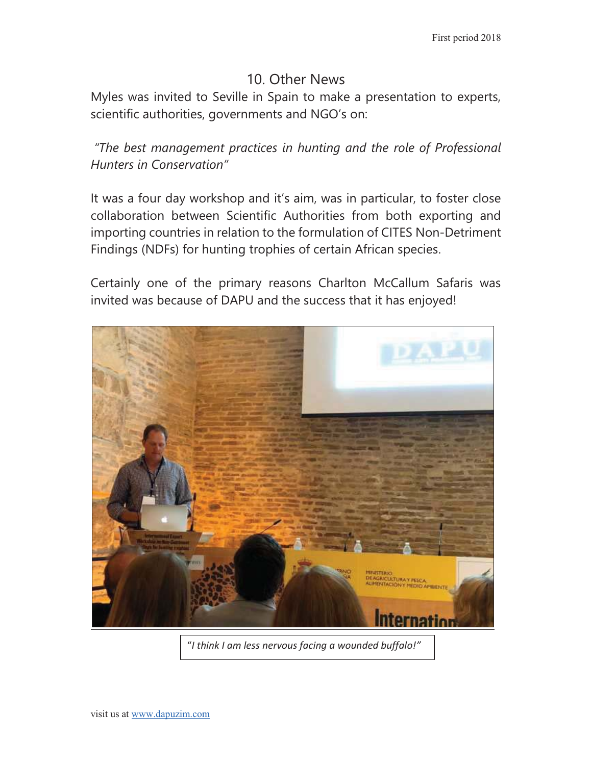## 10. Other News

Myles was invited to Seville in Spain to make a presentation to experts, scientific authorities, governments and NGO's on:

*"The best management practices in hunting and the role of Professional Hunters in Conservation"*

It was a four day workshop and it's aim, was in particular, to foster close collaboration between Scientific Authorities from both exporting and importing countries in relation to the formulation of CITES Non-Detriment Findings (NDFs) for hunting trophies of certain African species.

Certainly one of the primary reasons Charlton McCallum Safaris was invited was because of DAPU and the success that it has enjoyed!

*"I think I am less nervous facing a wounded buffalo!"*

visit us at www.dapuzim.com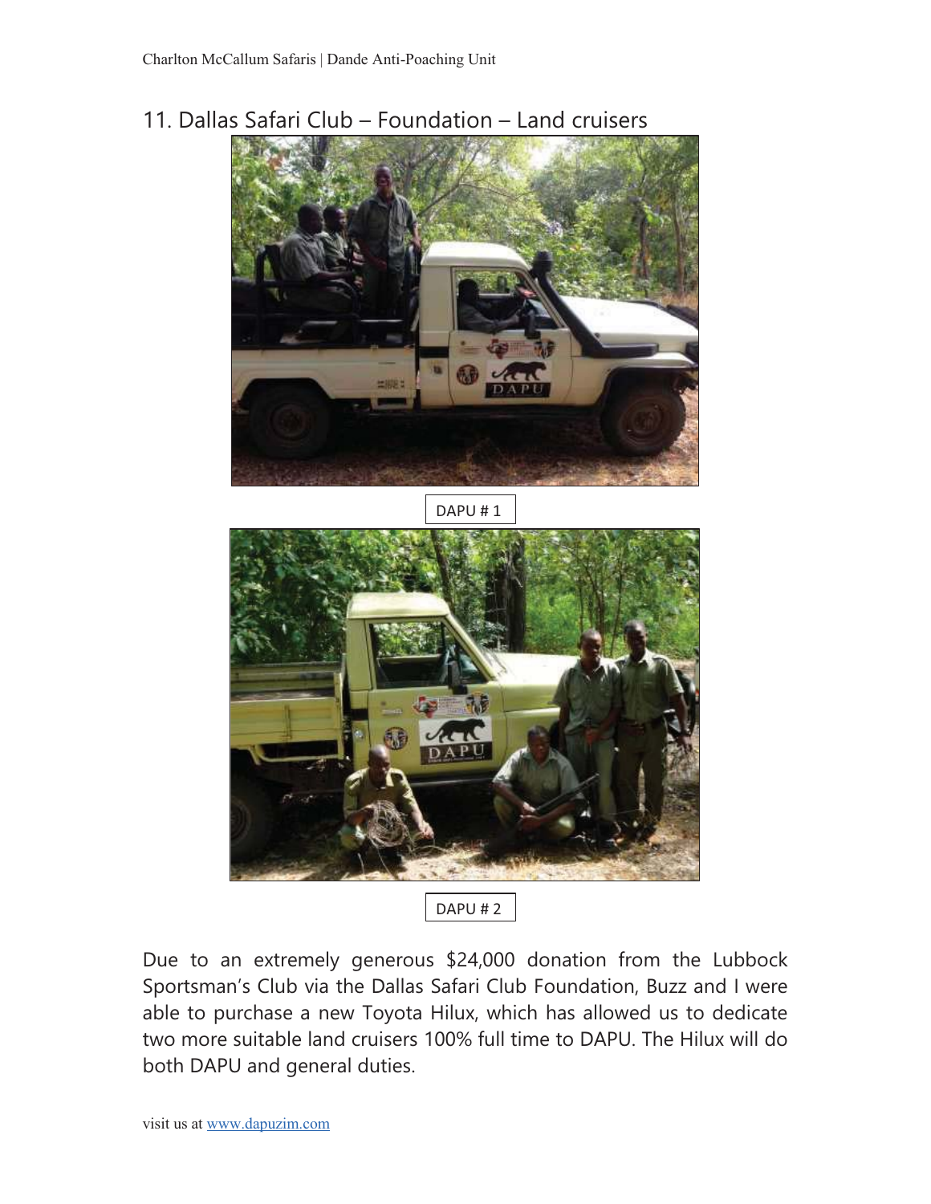## 11. Dallas Safari Club – Foundation – Land cruisers

DAPU # 1

DAPU # 2

Due to an extremely generous $24,000 donation from the Lubbock Sportsman's Club via the Dallas Safari Club Foundation, Buzz and I were able to purchase a new Toyota Hilux, which has allowed us to dedicate two more suitable land cruisers 100% full time to DAPU. The Hilux will do both DAPU and general duties.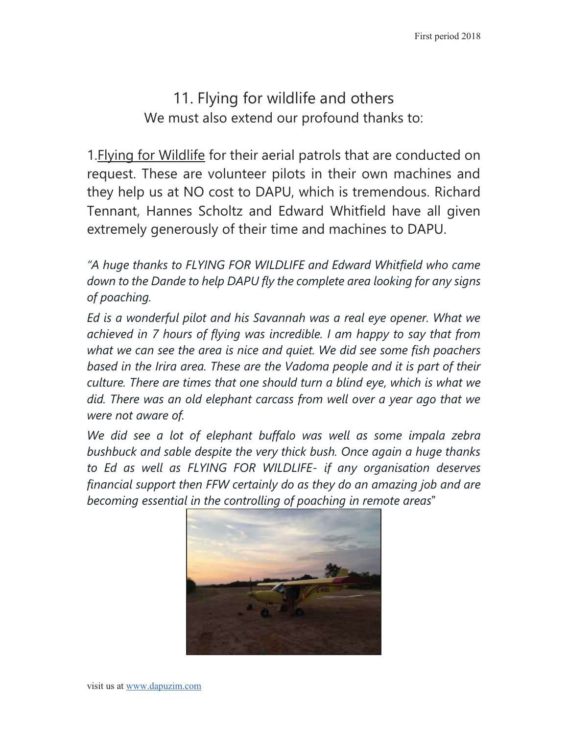# 11. Flying for wildlife and others

We must also extend our profound thanks to:

1. Flying for Wildlife for their aerial patrols that are conducted on request. These are volunteer pilots in their own machines and they help us at NO cost to DAPU, which is tremendous. Richard Tennant, Hannes Scholtz and Edward Whitfield have all given extremely generously of their time and machines to DAPU.

*"A huge thanks to FLYING FOR WILDLIFE and Edward Whitfield who came down to the Dande to help DAPU fly the complete area looking for any signs of poaching.*

*Ed is a wonderful pilot and his Savannah was a real eye opener. What we achieved in 7 hours of flying was incredible. I am happy to say that from what we can see the area is nice and quiet. We did see some fish poachers based in the Irira area. These are the Vadoma people and it is part of their culture. There are times that one should turn a blind eye, which is what we did. There was an old elephant carcass from well over a year ago that we were not aware of.*

*We did see a lot of elephant buffalo was well as some impala zebra bushbuck and sable despite the very thick bush. Once again a huge thanks to Ed as well as FLYING FOR WILDLIFE- if any organisation deserves financial support then FFW certainly do as they do an amazing job and are becoming essential in the controlling of poaching in remote areas"*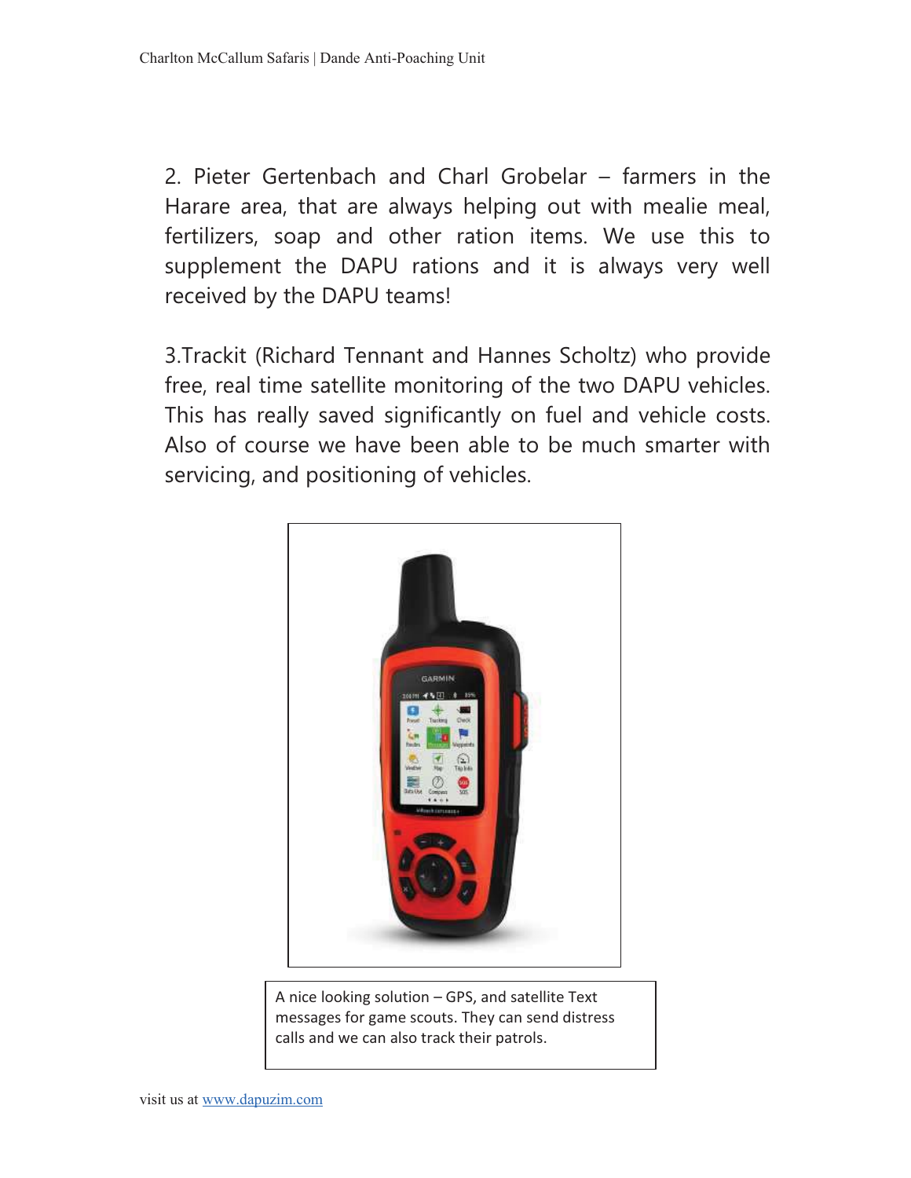2. Pieter Gertenbach and Charl Grobelar – farmers in the Harare area, that are always helping out with mealie meal, fertilizers, soap and other ration items. We use this to supplement the DAPU rations and it is always very well received by the DAPU teams!

3.Trackit (Richard Tennant and Hannes Scholtz) who provide free, real time satellite monitoring of the two DAPU vehicles. This has really saved significantly on fuel and vehicle costs. Also of course we have been able to be much smarter with servicing, and positioning of vehicles.

A nice looking solution – GPS, and satellite Text messages for game scouts. They can send distress calls and we can also track their patrols.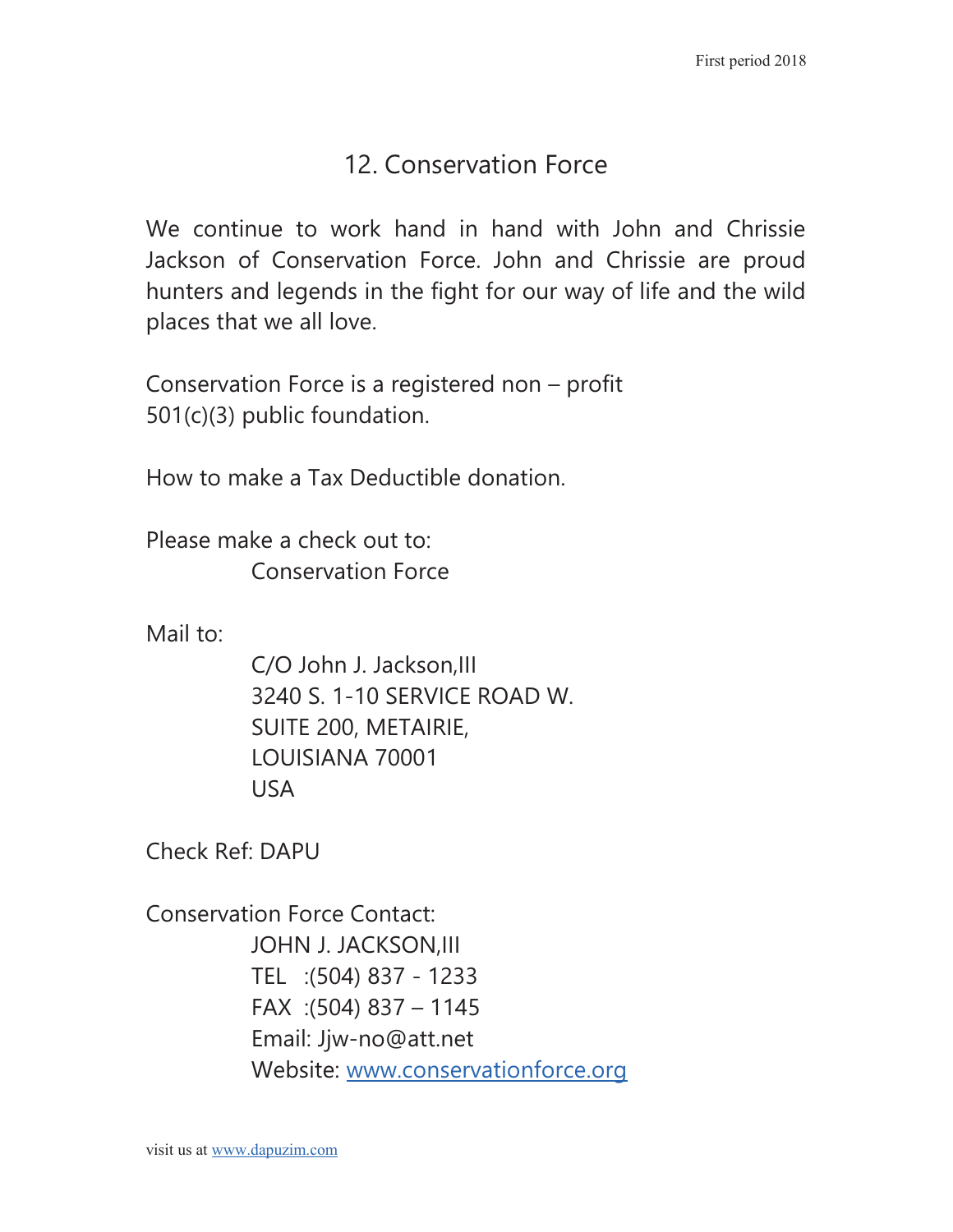## 12. Conservation Force

We continue to work hand in hand with John and Chrissie Jackson of Conservation Force. John and Chrissie are proud hunters and legends in the fight for our way of life and the wild places that we all love.

Conservation Force is a registered non – profit 501(c)(3) public foundation.

How to make a Tax Deductible donation.

Please make a check out to:
Conservation Force

Mail to:
C/O John J. Jackson,III
3240 S. 1-10 SERVICE ROAD W.
SUITE 200, METAIRIE,
LOUISIANA 70001
USA

Check Ref: DAPU

Conservation Force Contact:
JOHN J. JACKSON,III
TEL :(504) 837 - 1233
FAX :(504) 837 – 1145
Email: Jjw-no@att.net
Website: www.conservationforce.org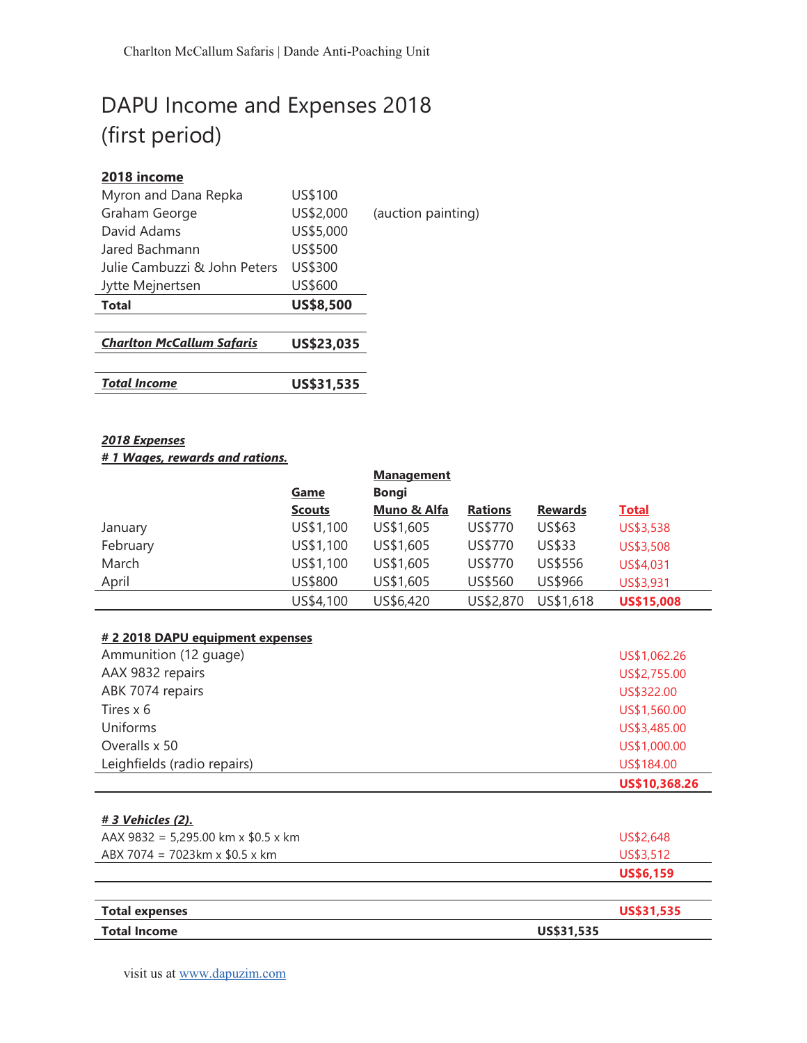# DAPU Income and Expenses 2018 (first period)

**2018 income**

| | | |
|---|---|---|
| Myron and Dana Repka | US$100 | |
| Graham George | US$2,000 | (auction painting) |
| David Adams | US$5,000 | |
| Jared Bachmann | US$500 | |
| Julie Cambuzzi & John Peters | US$300 | |
| Jytte Mejnertsen | US$600 | |
| **Total** | **US$8,500** | |
| | | |
| ***Charlton McCallum Safaris*** | **US$23,035** | |
| | | |
| ***Total Income*** | **US$31,535** | |

***2018 Expenses***

***# 1 Wages, rewards and rations.***

| | Game Scouts | Management Bongi Muno & Alfa | Rations | Rewards | Total |
|---|---|---|---|---|---|
| January | US$1,100 | US$1,605 | US$770 | US$63 | US$3,538 |
| February | US$1,100 | US$1,605 | US$770 | US$33 | US$3,508 |
| March | US$1,100 | US$1,605 | US$770 | US$556 | US$4,031 |
| April | US$800 | US$1,605 | US$560 | US$966 | US$3,931 |
| | US$4,100 | US$6,420 | US$2,870 | US$1,618 | **US$15,008** |

**# 2 2018 DAPU equipment expenses**

| | |
|---|---|
| Ammunition (12 guage) | US$1,062.26 |
| AAX 9832 repairs | US$2,755.00 |
| ABK 7074 repairs | US$322.00 |
| Tires x 6 | US$1,560.00 |
| Uniforms | US$3,485.00 |
| Overalls x 50 | US$1,000.00 |
| Leighfields (radio repairs) | US$184.00 |
| | **US$10,368.26** |

***# 3 Vehicles (2).***

| | |
|---|---|
| AAX 9832 = 5,295.00 km x $0.5 x km | US$2,648 |
| ABX 7074 = 7023km x $0.5 x km | US$3,512 |
| | **US$6,159** |

| | | |
|---|---|---|
| **Total expenses** | | **US$31,535** |
| **Total Income** | **US$31,535** | |

visit us at www.dapuzim.com